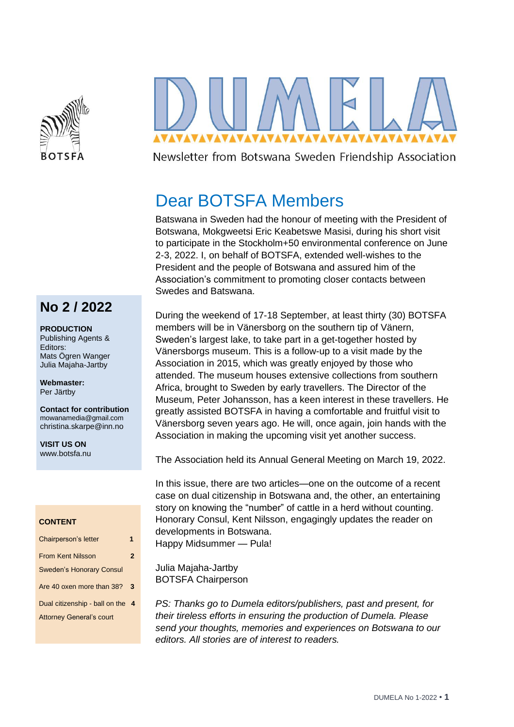BOTSFA

# DUMELA

Newsletter from Botswana Sweden Friendship Association

## No 2 / 2022

**PRODUCTION**
Publishing Agents & Editors:
Mats Ögren Wanger
Julia Majaha-Jartby

**Webmaster:**
Per Järtby

**Contact for contribution**
mowanamedia@gmail.com
christina.skarpe@inn.no

**VISIT US ON**
www.botsfa.nu

**CONTENT**

| | |
|---|---|
| Chairperson's letter | 1 |
| From Kent Nilsson Sweden's Honorary Consul | 2 |
| Are 40 oxen more than 38? | 3 |
| Dual citizenship - ball on the Attorney General's court | 4 |

# Dear BOTSFA Members

Batswana in Sweden had the honour of meeting with the President of Botswana, Mokgweetsi Eric Keabetswe Masisi, during his short visit to participate in the Stockholm+50 environmental conference on June 2-3, 2022. I, on behalf of BOTSFA, extended well-wishes to the President and the people of Botswana and assured him of the Association's commitment to promoting closer contacts between Swedes and Batswana.

During the weekend of 17-18 September, at least thirty (30) BOTSFA members will be in Vänersborg on the southern tip of Vänern, Sweden's largest lake, to take part in a get-together hosted by Vänersborgs museum. This is a follow-up to a visit made by the Association in 2015, which was greatly enjoyed by those who attended. The museum houses extensive collections from southern Africa, brought to Sweden by early travellers. The Director of the Museum, Peter Johansson, has a keen interest in these travellers. He greatly assisted BOTSFA in having a comfortable and fruitful visit to Vänersborg seven years ago. He will, once again, join hands with the Association in making the upcoming visit yet another success.

The Association held its Annual General Meeting on March 19, 2022.

In this issue, there are two articles—one on the outcome of a recent case on dual citizenship in Botswana and, the other, an entertaining story on knowing the "number" of cattle in a herd without counting. Honorary Consul, Kent Nilsson, engagingly updates the reader on developments in Botswana.
Happy Midsummer — Pula!

Julia Majaha-Jartby
BOTSFA Chairperson

*PS: Thanks go to Dumela editors/publishers, past and present, for their tireless efforts in ensuring the production of Dumela. Please send your thoughts, memories and experiences on Botswana to our editors. All stories are of interest to readers.*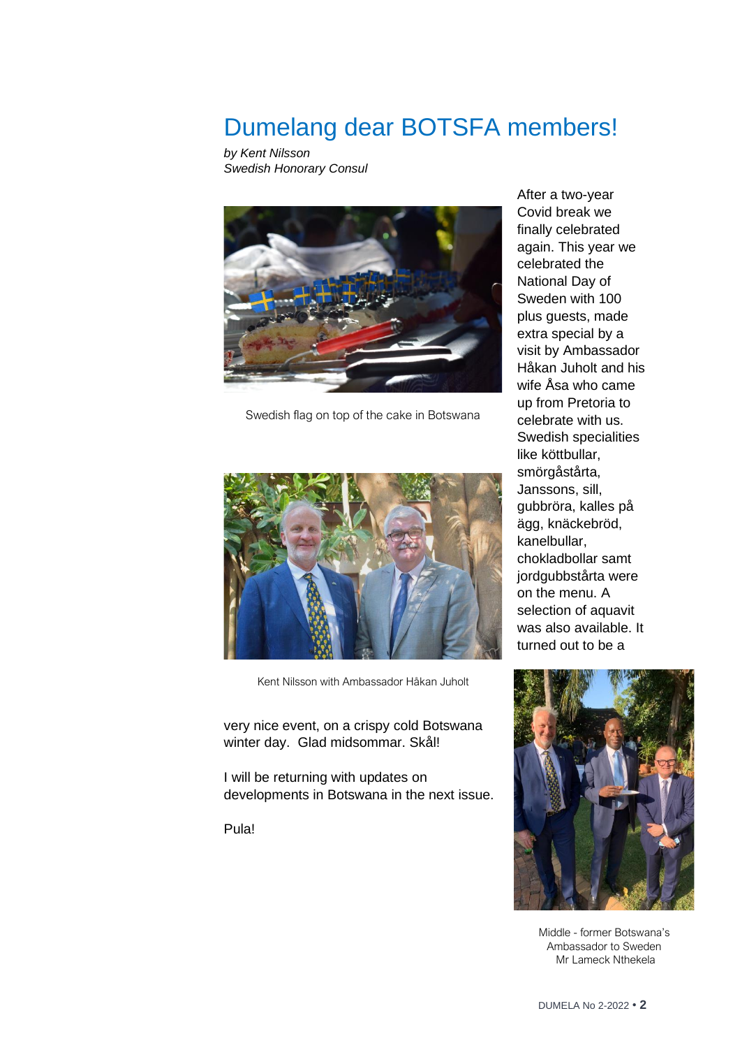# Dumelang dear BOTSFA members!

*by Kent Nilsson*
*Swedish Honorary Consul*

After a two-year Covid break we finally celebrated again. This year we celebrated the National Day of Sweden with 100 plus guests, made extra special by a visit by Ambassador Håkan Juholt and his wife Åsa who came up from Pretoria to celebrate with us. Swedish specialities like köttbullar, smörgåstårta, Janssons, sill, gubbröra, kalles på ägg, knäckebröd, kanelbullar, chokladbollar samt jordgubbstårta were on the menu. A selection of aquavit was also available. It turned out to be a very nice event, on a crispy cold Botswana winter day. Glad midsommar. Skål!

Swedish flag on top of the cake in Botswana

Kent Nilsson with Ambassador Håkan Juholt

I will be returning with updates on developments in Botswana in the next issue.

Pula!

Middle - former Botswana's Ambassador to Sweden Mr Lameck Nthekela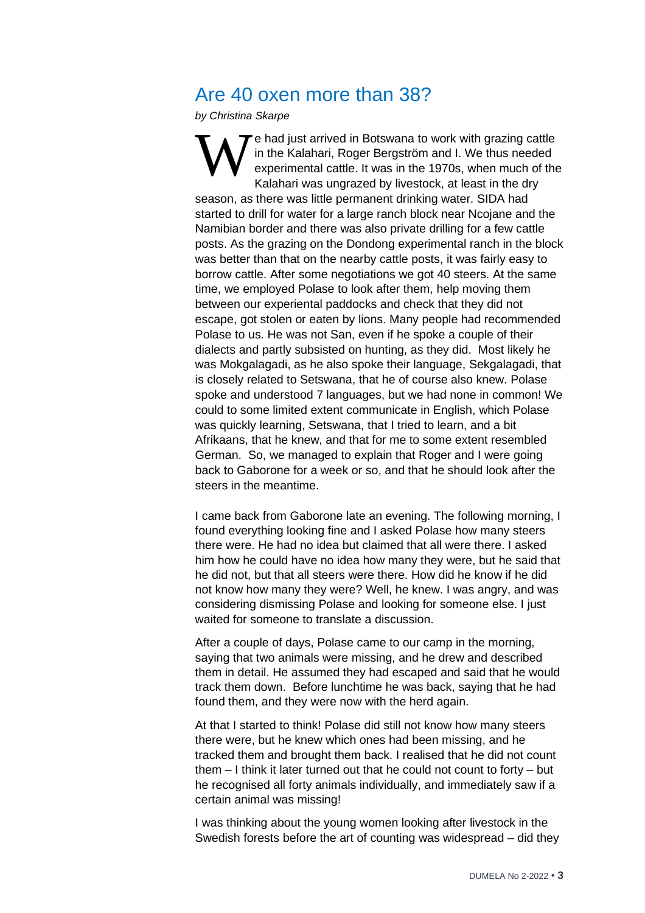# Are 40 oxen more than 38?

*by Christina Skarpe*

We had just arrived in Botswana to work with grazing cattle in the Kalahari, Roger Bergström and I. We thus needed experimental cattle. It was in the 1970s, when much of the Kalahari was ungrazed by livestock, at least in the dry season, as there was little permanent drinking water. SIDA had started to drill for water for a large ranch block near Ncojane and the Namibian border and there was also private drilling for a few cattle posts. As the grazing on the Dondong experimental ranch in the block was better than that on the nearby cattle posts, it was fairly easy to borrow cattle. After some negotiations we got 40 steers. At the same time, we employed Polase to look after them, help moving them between our experiental paddocks and check that they did not escape, got stolen or eaten by lions. Many people had recommended Polase to us. He was not San, even if he spoke a couple of their dialects and partly subsisted on hunting, as they did. Most likely he was Mokgalagadi, as he also spoke their language, Sekgalagadi, that is closely related to Setswana, that he of course also knew. Polase spoke and understood 7 languages, but we had none in common! We could to some limited extent communicate in English, which Polase was quickly learning, Setswana, that I tried to learn, and a bit Afrikaans, that he knew, and that for me to some extent resembled German. So, we managed to explain that Roger and I were going back to Gaborone for a week or so, and that he should look after the steers in the meantime.

I came back from Gaborone late an evening. The following morning, I found everything looking fine and I asked Polase how many steers there were. He had no idea but claimed that all were there. I asked him how he could have no idea how many they were, but he said that he did not, but that all steers were there. How did he know if he did not know how many they were? Well, he knew. I was angry, and was considering dismissing Polase and looking for someone else. I just waited for someone to translate a discussion.

After a couple of days, Polase came to our camp in the morning, saying that two animals were missing, and he drew and described them in detail. He assumed they had escaped and said that he would track them down. Before lunchtime he was back, saying that he had found them, and they were now with the herd again.

At that I started to think! Polase did still not know how many steers there were, but he knew which ones had been missing, and he tracked them and brought them back. I realised that he did not count them – I think it later turned out that he could not count to forty – but he recognised all forty animals individually, and immediately saw if a certain animal was missing!

I was thinking about the young women looking after livestock in the Swedish forests before the art of counting was widespread – did they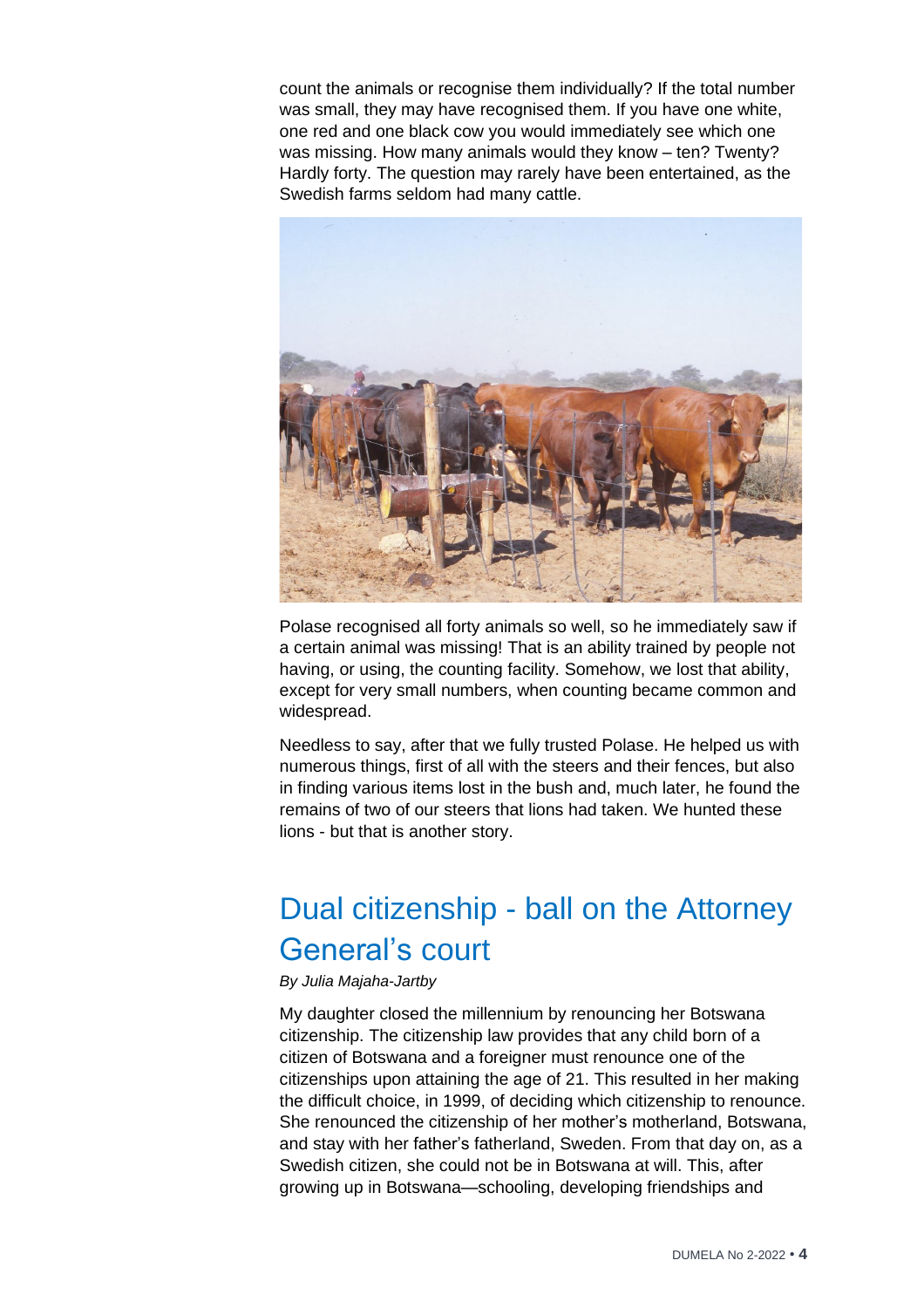count the animals or recognise them individually? If the total number was small, they may have recognised them. If you have one white, one red and one black cow you would immediately see which one was missing. How many animals would they know – ten? Twenty? Hardly forty. The question may rarely have been entertained, as the Swedish farms seldom had many cattle.

Polase recognised all forty animals so well, so he immediately saw if a certain animal was missing! That is an ability trained by people not having, or using, the counting facility. Somehow, we lost that ability, except for very small numbers, when counting became common and widespread.

Needless to say, after that we fully trusted Polase. He helped us with numerous things, first of all with the steers and their fences, but also in finding various items lost in the bush and, much later, he found the remains of two of our steers that lions had taken. We hunted these lions - but that is another story.

## Dual citizenship - ball on the Attorney General's court

*By Julia Majaha-Jartby*

My daughter closed the millennium by renouncing her Botswana citizenship. The citizenship law provides that any child born of a citizen of Botswana and a foreigner must renounce one of the citizenships upon attaining the age of 21. This resulted in her making the difficult choice, in 1999, of deciding which citizenship to renounce. She renounced the citizenship of her mother's motherland, Botswana, and stay with her father's fatherland, Sweden. From that day on, as a Swedish citizen, she could not be in Botswana at will. This, after growing up in Botswana—schooling, developing friendships and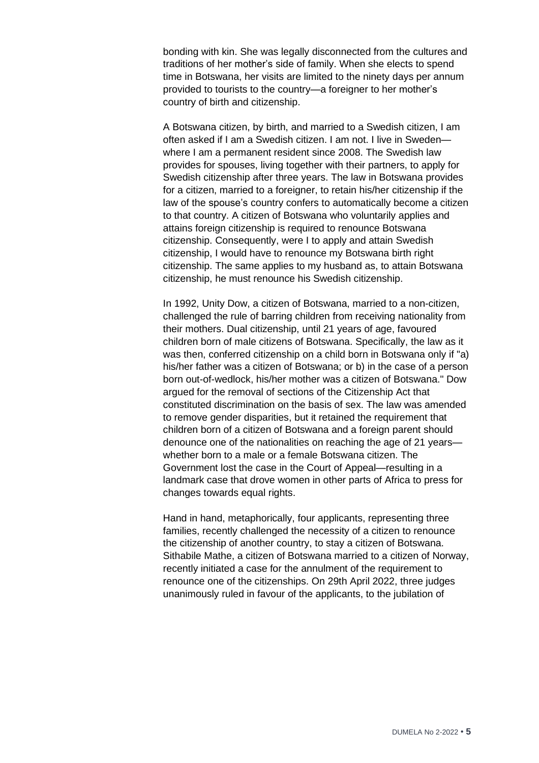bonding with kin. She was legally disconnected from the cultures and traditions of her mother's side of family. When she elects to spend time in Botswana, her visits are limited to the ninety days per annum provided to tourists to the country—a foreigner to her mother's country of birth and citizenship.

A Botswana citizen, by birth, and married to a Swedish citizen, I am often asked if I am a Swedish citizen. I am not. I live in Sweden—where I am a permanent resident since 2008. The Swedish law provides for spouses, living together with their partners, to apply for Swedish citizenship after three years. The law in Botswana provides for a citizen, married to a foreigner, to retain his/her citizenship if the law of the spouse's country confers to automatically become a citizen to that country. A citizen of Botswana who voluntarily applies and attains foreign citizenship is required to renounce Botswana citizenship. Consequently, were I to apply and attain Swedish citizenship, I would have to renounce my Botswana birth right citizenship. The same applies to my husband as, to attain Botswana citizenship, he must renounce his Swedish citizenship.

In 1992, Unity Dow, a citizen of Botswana, married to a non-citizen, challenged the rule of barring children from receiving nationality from their mothers. Dual citizenship, until 21 years of age, favoured children born of male citizens of Botswana. Specifically, the law as it was then, conferred citizenship on a child born in Botswana only if "a) his/her father was a citizen of Botswana; or b) in the case of a person born out-of-wedlock, his/her mother was a citizen of Botswana." Dow argued for the removal of sections of the Citizenship Act that constituted discrimination on the basis of sex. The law was amended to remove gender disparities, but it retained the requirement that children born of a citizen of Botswana and a foreign parent should denounce one of the nationalities on reaching the age of 21 years—whether born to a male or a female Botswana citizen. The Government lost the case in the Court of Appeal—resulting in a landmark case that drove women in other parts of Africa to press for changes towards equal rights.

Hand in hand, metaphorically, four applicants, representing three families, recently challenged the necessity of a citizen to renounce the citizenship of another country, to stay a citizen of Botswana. Sithabile Mathe, a citizen of Botswana married to a citizen of Norway, recently initiated a case for the annulment of the requirement to renounce one of the citizenships. On 29th April 2022, three judges unanimously ruled in favour of the applicants, to the jubilation of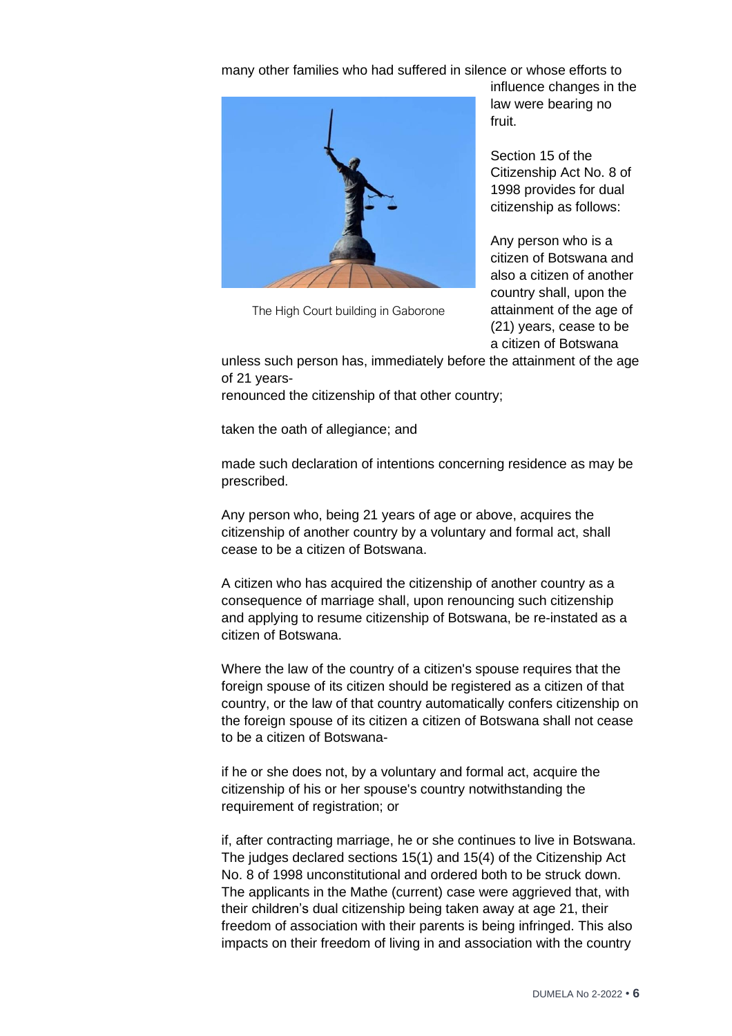many other families who had suffered in silence or whose efforts to influence changes in the law were bearing no fruit.

The High Court building in Gaborone

Section 15 of the Citizenship Act No. 8 of 1998 provides for dual citizenship as follows:

Any person who is a citizen of Botswana and also a citizen of another country shall, upon the attainment of the age of (21) years, cease to be a citizen of Botswana unless such person has, immediately before the attainment of the age of 21 years-

renounced the citizenship of that other country;

taken the oath of allegiance; and

made such declaration of intentions concerning residence as may be prescribed.

Any person who, being 21 years of age or above, acquires the citizenship of another country by a voluntary and formal act, shall cease to be a citizen of Botswana.

A citizen who has acquired the citizenship of another country as a consequence of marriage shall, upon renouncing such citizenship and applying to resume citizenship of Botswana, be re-instated as a citizen of Botswana.

Where the law of the country of a citizen's spouse requires that the foreign spouse of its citizen should be registered as a citizen of that country, or the law of that country automatically confers citizenship on the foreign spouse of its citizen a citizen of Botswana shall not cease to be a citizen of Botswana-

if he or she does not, by a voluntary and formal act, acquire the citizenship of his or her spouse's country notwithstanding the requirement of registration; or

if, after contracting marriage, he or she continues to live in Botswana. The judges declared sections 15(1) and 15(4) of the Citizenship Act No. 8 of 1998 unconstitutional and ordered both to be struck down. The applicants in the Mathe (current) case were aggrieved that, with their children's dual citizenship being taken away at age 21, their freedom of association with their parents is being infringed. This also impacts on their freedom of living in and association with the country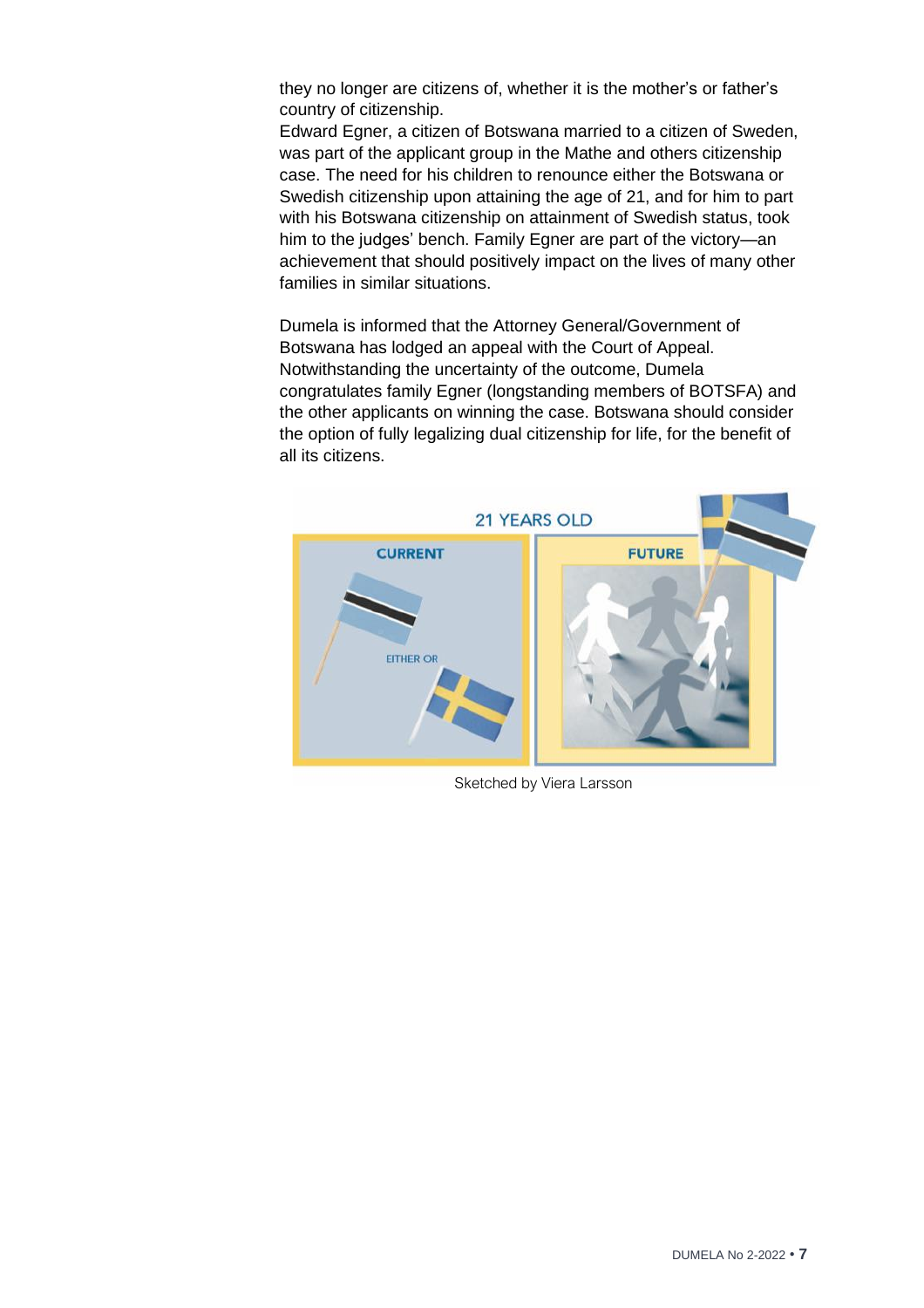they no longer are citizens of, whether it is the mother's or father's country of citizenship.

Edward Egner, a citizen of Botswana married to a citizen of Sweden, was part of the applicant group in the Mathe and others citizenship case. The need for his children to renounce either the Botswana or Swedish citizenship upon attaining the age of 21, and for him to part with his Botswana citizenship on attainment of Swedish status, took him to the judges' bench. Family Egner are part of the victory—an achievement that should positively impact on the lives of many other families in similar situations.

Dumela is informed that the Attorney General/Government of Botswana has lodged an appeal with the Court of Appeal. Notwithstanding the uncertainty of the outcome, Dumela congratulates family Egner (longstanding members of BOTSFA) and the other applicants on winning the case. Botswana should consider the option of fully legalizing dual citizenship for life, for the benefit of all its citizens.

21 YEARS OLD

CURRENT

EITHER OR

FUTURE

Sketched by Viera Larsson